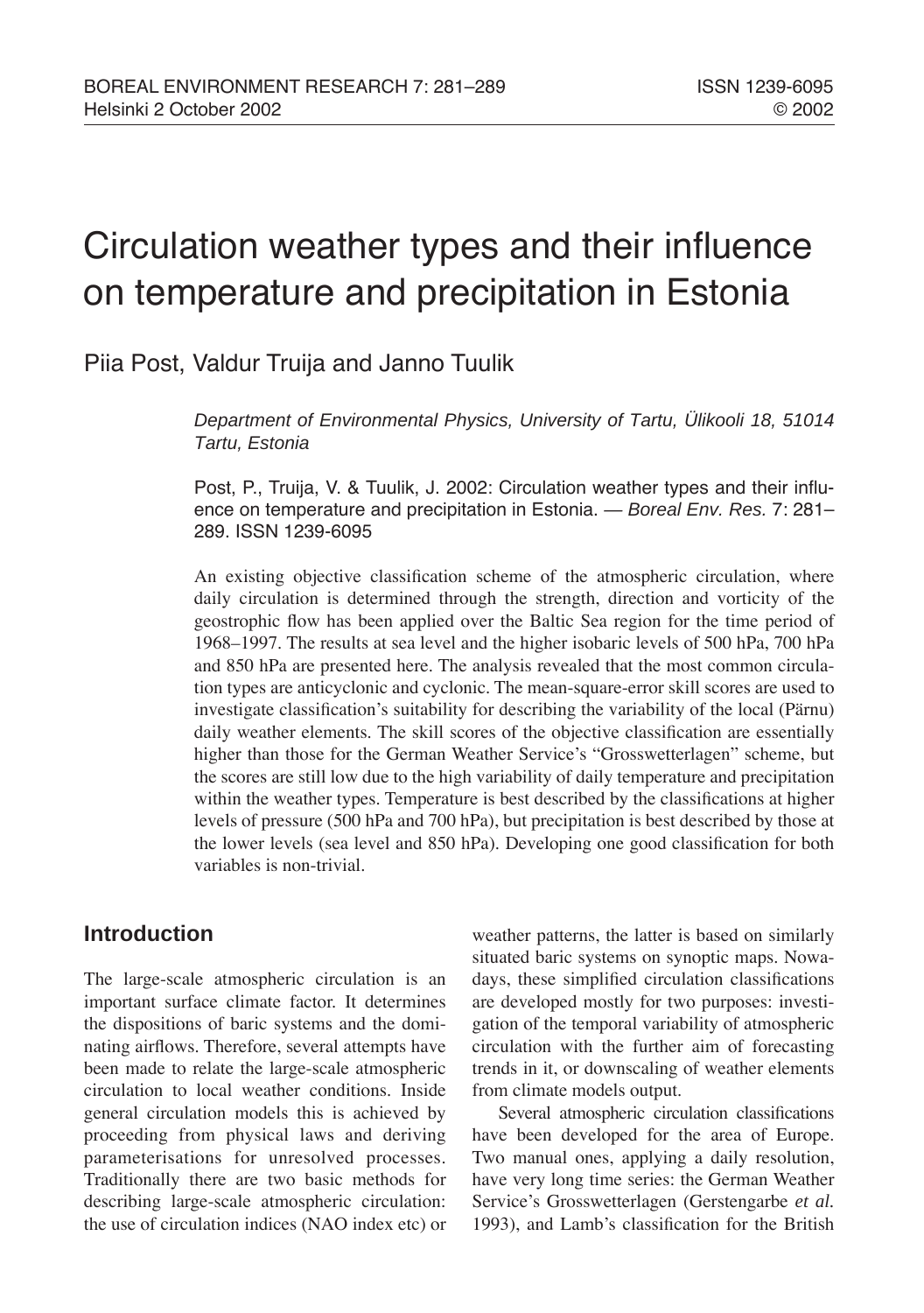# Circulation weather types and their influence on temperature and precipitation in Estonia

Piia Post, Valdur Truija and Janno Tuulik

*Department of Environmental Physics, University of Tartu, Ülikooli 18, 51014 Tartu, Estonia*

Post, P., Truija, V. & Tuulik, J. 2002: Circulation weather types and their influence on temperature and precipitation in Estonia. — *Boreal Env. Res.* 7: 281–289. ISSN 1239-6095

An existing objective classification scheme of the atmospheric circulation, where daily circulation is determined through the strength, direction and vorticity of the geostrophic flow has been applied over the Baltic Sea region for the time period of 1968–1997. The results at sea level and the higher isobaric levels of 500 hPa, 700 hPa and 850 hPa are presented here. The analysis revealed that the most common circulation types are anticyclonic and cyclonic. The mean-square-error skill scores are used to investigate classification's suitability for describing the variability of the local (Pärnu) daily weather elements. The skill scores of the objective classification are essentially higher than those for the German Weather Service's "Grosswetterlagen" scheme, but the scores are still low due to the high variability of daily temperature and precipitation within the weather types. Temperature is best described by the classifications at higher levels of pressure (500 hPa and 700 hPa), but precipitation is best described by those at the lower levels (sea level and 850 hPa). Developing one good classification for both variables is non-trivial.

## Introduction

The large-scale atmospheric circulation is an important surface climate factor. It determines the dispositions of baric systems and the dominating airflows. Therefore, several attempts have been made to relate the large-scale atmospheric circulation to local weather conditions. Inside general circulation models this is achieved by proceeding from physical laws and deriving parameterisations for unresolved processes. Traditionally there are two basic methods for describing large-scale atmospheric circulation: the use of circulation indices (NAO index etc) or weather patterns, the latter is based on similarly situated baric systems on synoptic maps. Nowadays, these simplified circulation classifications are developed mostly for two purposes: investigation of the temporal variability of atmospheric circulation with the further aim of forecasting trends in it, or downscaling of weather elements from climate models output.

Several atmospheric circulation classifications have been developed for the area of Europe. Two manual ones, applying a daily resolution, have very long time series: the German Weather Service's Grosswetterlagen (Gerstengarbe *et al.* 1993), and Lamb's classification for the British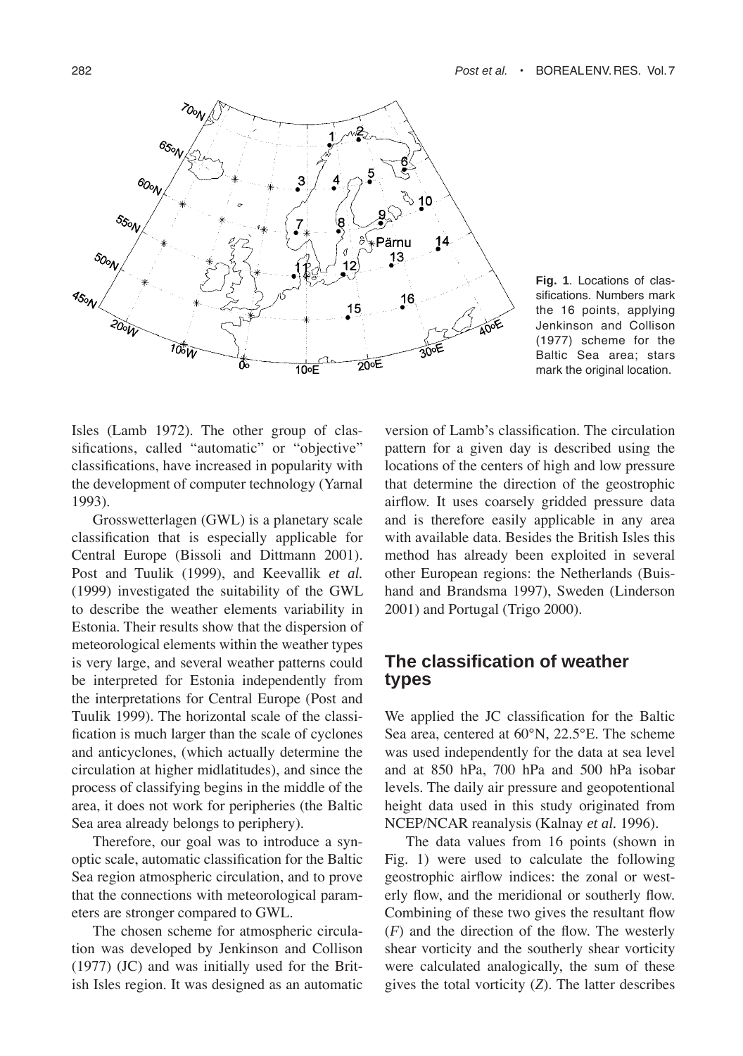Fig. 1. Locations of classifications. Numbers mark the 16 points, applying Jenkinson and Collison (1977) scheme for the Baltic Sea area; stars mark the original location.

Isles (Lamb 1972). The other group of classifications, called "automatic" or "objective" classifications, have increased in popularity with the development of computer technology (Yarnal 1993).

Grosswetterlagen (GWL) is a planetary scale classification that is especially applicable for Central Europe (Bissoli and Dittmann 2001). Post and Tuulik (1999), and Keevallik *et al.* (1999) investigated the suitability of the GWL to describe the weather elements variability in Estonia. Their results show that the dispersion of meteorological elements within the weather types is very large, and several weather patterns could be interpreted for Estonia independently from the interpretations for Central Europe (Post and Tuulik 1999). The horizontal scale of the classification is much larger than the scale of cyclones and anticyclones, (which actually determine the circulation at higher midlatitudes), and since the process of classifying begins in the middle of the area, it does not work for peripheries (the Baltic Sea area already belongs to periphery).

Therefore, our goal was to introduce a synoptic scale, automatic classification for the Baltic Sea region atmospheric circulation, and to prove that the connections with meteorological parameters are stronger compared to GWL.

The chosen scheme for atmospheric circulation was developed by Jenkinson and Collison (1977) (JC) and was initially used for the British Isles region. It was designed as an automatic version of Lamb's classification. The circulation pattern for a given day is described using the locations of the centers of high and low pressure that determine the direction of the geostrophic airflow. It uses coarsely gridded pressure data and is therefore easily applicable in any area with available data. Besides the British Isles this method has already been exploited in several other European regions: the Netherlands (Buishand and Brandsma 1997), Sweden (Linderson 2001) and Portugal (Trigo 2000).

## The classification of weather types

We applied the JC classification for the Baltic Sea area, centered at 60°N, 22.5°E. The scheme was used independently for the data at sea level and at 850 hPa, 700 hPa and 500 hPa isobar levels. The daily air pressure and geopotentional height data used in this study originated from NCEP/NCAR reanalysis (Kalnay *et al.* 1996).

The data values from 16 points (shown in Fig. 1) were used to calculate the following geostrophic airflow indices: the zonal or westerly flow, and the meridional or southerly flow. Combining of these two gives the resultant flow ($F$) and the direction of the flow. The westerly shear vorticity and the southerly shear vorticity were calculated analogically, the sum of these gives the total vorticity ($Z$). The latter describes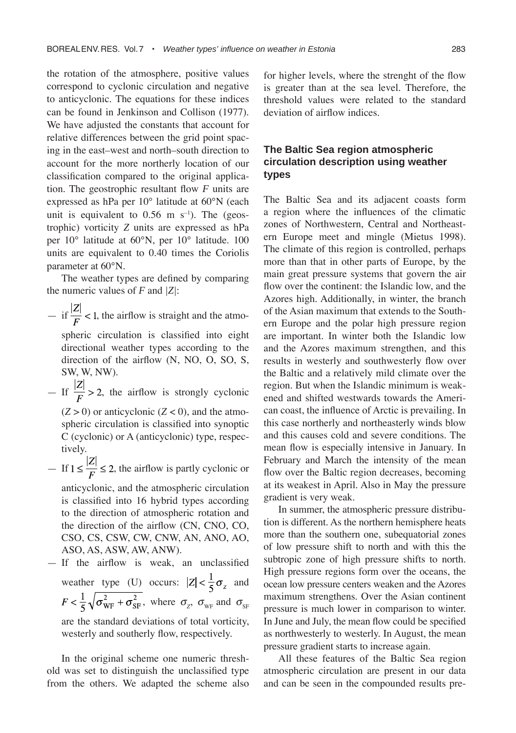the rotation of the atmosphere, positive values correspond to cyclonic circulation and negative to anticyclonic. The equations for these indices can be found in Jenkinson and Collison (1977). We have adjusted the constants that account for relative differences between the grid point spacing in the east–west and north–south direction to account for the more northerly location of our classification compared to the original application. The geostrophic resultant flow $F$ units are expressed as hPa per 10° latitude at 60°N (each unit is equivalent to 0.56 m s$^{-1}$). The (geostrophic) vorticity $Z$ units are expressed as hPa per 10° latitude at 60°N, per 10° latitude. 100 units are equivalent to 0.40 times the Coriolis parameter at 60°N.

The weather types are defined by comparing the numeric values of $F$ and $|Z|$:

- if $\frac{|Z|}{F} < 1$, the airflow is straight and the atmospheric circulation is classified into eight directional weather types according to the direction of the airflow (N, NO, O, SO, S, SW, W, NW).
- If $\frac{|Z|}{F} > 2$, the airflow is strongly cyclonic ($Z > 0$) or anticyclonic ($Z < 0$), and the atmospheric circulation is classified into synoptic C (cyclonic) or A (anticyclonic) type, respectively.
- If $1 \leq \frac{|Z|}{F} \leq 2$, the airflow is partly cyclonic or anticyclonic, and the atmospheric circulation is classified into 16 hybrid types according to the direction of atmospheric rotation and the direction of the airflow (CN, CNO, CO, CSO, CS, CSW, CW, CNW, AN, ANO, AO, ASO, AS, ASW, AW, ANW).
- If the airflow is weak, an unclassified weather type (U) occurs: $|Z| < \frac{1}{5}\sigma_Z$ and $F < \frac{1}{5}\sqrt{\sigma_{\mathrm{WF}}^2 + \sigma_{\mathrm{SF}}^2}$, where $\sigma_Z$, $\sigma_{\mathrm{WF}}$ and $\sigma_{\mathrm{SF}}$ are the standard deviations of total vorticity, westerly and southerly flow, respectively.

In the original scheme one numeric threshold was set to distinguish the unclassified type from the others. We adapted the scheme also for higher levels, where the strenght of the flow is greater than at the sea level. Therefore, the threshold values were related to the standard deviation of airflow indices.

## The Baltic Sea region atmospheric circulation description using weather types

The Baltic Sea and its adjacent coasts form a region where the influences of the climatic zones of Northwestern, Central and Northeastern Europe meet and mingle (Mietus 1998). The climate of this region is controlled, perhaps more than that in other parts of Europe, by the main great pressure systems that govern the air flow over the continent: the Islandic low, and the Azores high. Additionally, in winter, the branch of the Asian maximum that extends to the Southern Europe and the polar high pressure region are important. In winter both the Islandic low and the Azores maximum strengthen, and this results in westerly and southwesterly flow over the Baltic and a relatively mild climate over the region. But when the Islandic minimum is weakened and shifted westwards towards the American coast, the influence of Arctic is prevailing. In this case northerly and northeasterly winds blow and this causes cold and severe conditions. The mean flow is especially intensive in January. In February and March the intensity of the mean flow over the Baltic region decreases, becoming at its weakest in April. Also in May the pressure gradient is very weak.

In summer, the atmospheric pressure distribution is different. As the northern hemisphere heats more than the southern one, subequatorial zones of low pressure shift to north and with this the subtropic zone of high pressure shifts to north. High pressure regions form over the oceans, the ocean low pressure centers weaken and the Azores maximum strengthens. Over the Asian continent pressure is much lower in comparison to winter. In June and July, the mean flow could be specified as northwesterly to westerly. In August, the mean pressure gradient starts to increase again.

All these features of the Baltic Sea region atmospheric circulation are present in our data and can be seen in the compounded results pre-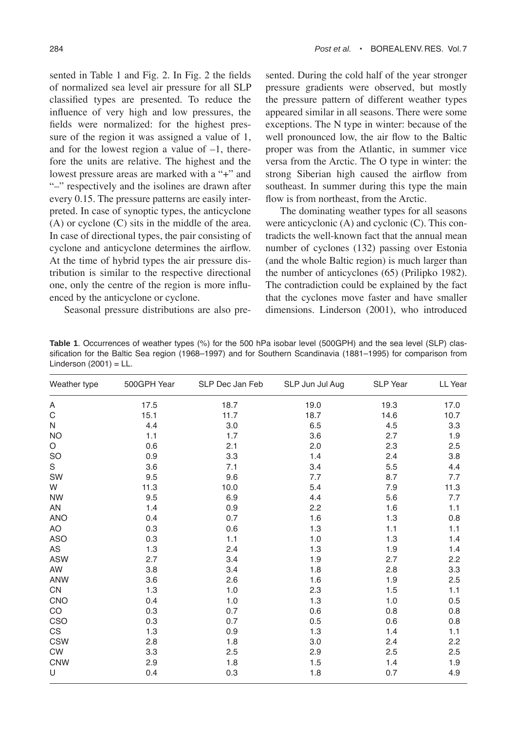sented in Table 1 and Fig. 2. In Fig. 2 the fields of normalized sea level air pressure for all SLP classified types are presented. To reduce the influence of very high and low pressures, the fields were normalized: for the highest pressure of the region it was assigned a value of 1, and for the lowest region a value of –1, therefore the units are relative. The highest and the lowest pressure areas are marked with a "+" and "–" respectively and the isolines are drawn after every 0.15. The pressure patterns are easily interpreted. In case of synoptic types, the anticyclone (A) or cyclone (C) sits in the middle of the area. In case of directional types, the pair consisting of cyclone and anticyclone determines the airflow. At the time of hybrid types the air pressure distribution is similar to the respective directional one, only the centre of the region is more influenced by the anticyclone or cyclone.

Seasonal pressure distributions are also presented. During the cold half of the year stronger pressure gradients were observed, but mostly the pressure pattern of different weather types appeared similar in all seasons. There were some exceptions. The N type in winter: because of the well pronounced low, the air flow to the Baltic proper was from the Atlantic, in summer vice versa from the Arctic. The O type in winter: the strong Siberian high caused the airflow from southeast. In summer during this type the main flow is from northeast, from the Arctic.

The dominating weather types for all seasons were anticyclonic (A) and cyclonic (C). This contradicts the well-known fact that the annual mean number of cyclones (132) passing over Estonia (and the whole Baltic region) is much larger than the number of anticyclones (65) (Prilipko 1982). The contradiction could be explained by the fact that the cyclones move faster and have smaller dimensions. Linderson (2001), who introduced

**Table 1**. Occurrences of weather types (%) for the 500 hPa isobar level (500GPH) and the sea level (SLP) classification for the Baltic Sea region (1968–1997) and for Southern Scandinavia (1881–1995) for comparison from Linderson (2001) = LL.

| Weather type | 500GPH Year | SLP Dec Jan Feb | SLP Jun Jul Aug | SLP Year | LL Year |
|---|---|---|---|---|---|
| A | 17.5 | 18.7 | 19.0 | 19.3 | 17.0 |
| C | 15.1 | 11.7 | 18.7 | 14.6 | 10.7 |
| N | 4.4 | 3.0 | 6.5 | 4.5 | 3.3 |
| NO | 1.1 | 1.7 | 3.6 | 2.7 | 1.9 |
| O | 0.6 | 2.1 | 2.0 | 2.3 | 2.5 |
| SO | 0.9 | 3.3 | 1.4 | 2.4 | 3.8 |
| S | 3.6 | 7.1 | 3.4 | 5.5 | 4.4 |
| SW | 9.5 | 9.6 | 7.7 | 8.7 | 7.7 |
| W | 11.3 | 10.0 | 5.4 | 7.9 | 11.3 |
| NW | 9.5 | 6.9 | 4.4 | 5.6 | 7.7 |
| AN | 1.4 | 0.9 | 2.2 | 1.6 | 1.1 |
| ANO | 0.4 | 0.7 | 1.6 | 1.3 | 0.8 |
| AO | 0.3 | 0.6 | 1.3 | 1.1 | 1.1 |
| ASO | 0.3 | 1.1 | 1.0 | 1.3 | 1.4 |
| AS | 1.3 | 2.4 | 1.3 | 1.9 | 1.4 |
| ASW | 2.7 | 3.4 | 1.9 | 2.7 | 2.2 |
| AW | 3.8 | 3.4 | 1.8 | 2.8 | 3.3 |
| ANW | 3.6 | 2.6 | 1.6 | 1.9 | 2.5 |
| CN | 1.3 | 1.0 | 2.3 | 1.5 | 1.1 |
| CNO | 0.4 | 1.0 | 1.3 | 1.0 | 0.5 |
| CO | 0.3 | 0.7 | 0.6 | 0.8 | 0.8 |
| CSO | 0.3 | 0.7 | 0.5 | 0.6 | 0.8 |
| CS | 1.3 | 0.9 | 1.3 | 1.4 | 1.1 |
| CSW | 2.8 | 1.8 | 3.0 | 2.4 | 2.2 |
| CW | 3.3 | 2.5 | 2.9 | 2.5 | 2.5 |
| CNW | 2.9 | 1.8 | 1.5 | 1.4 | 1.9 |
| U | 0.4 | 0.3 | 1.8 | 0.7 | 4.9 |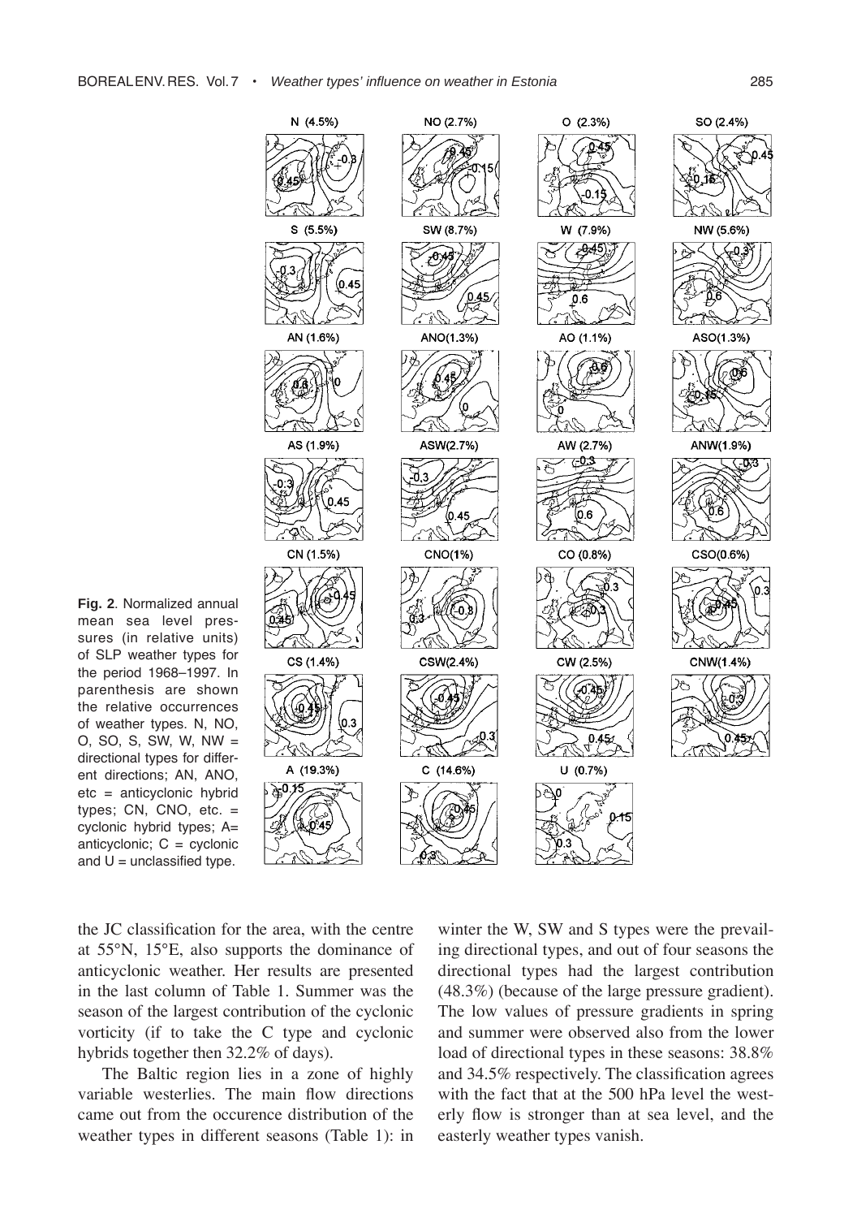**Fig. 2**. Normalized annual mean sea level pressures (in relative units) of SLP weather types for the period 1968–1997. In parenthesis are shown the relative occurrences of weather types. N, NO, O, SO, S, SW, W, NW = directional types for different directions; AN, ANO, etc = anticyclonic hybrid types; CN, CNO, etc. = cyclonic hybrid types; A= anticyclonic; C = cyclonic and U = unclassified type.

the JC classification for the area, with the centre at 55°N, 15°E, also supports the dominance of anticyclonic weather. Her results are presented in the last column of Table 1. Summer was the season of the largest contribution of the cyclonic vorticity (if to take the C type and cyclonic hybrids together then 32.2% of days).

The Baltic region lies in a zone of highly variable westerlies. The main flow directions came out from the occurence distribution of the weather types in different seasons (Table 1): in winter the W, SW and S types were the prevailing directional types, and out of four seasons the directional types had the largest contribution (48.3%) (because of the large pressure gradient). The low values of pressure gradients in spring and summer were observed also from the lower load of directional types in these seasons: 38.8% and 34.5% respectively. The classification agrees with the fact that at the 500 hPa level the westerly flow is stronger than at sea level, and the easterly weather types vanish.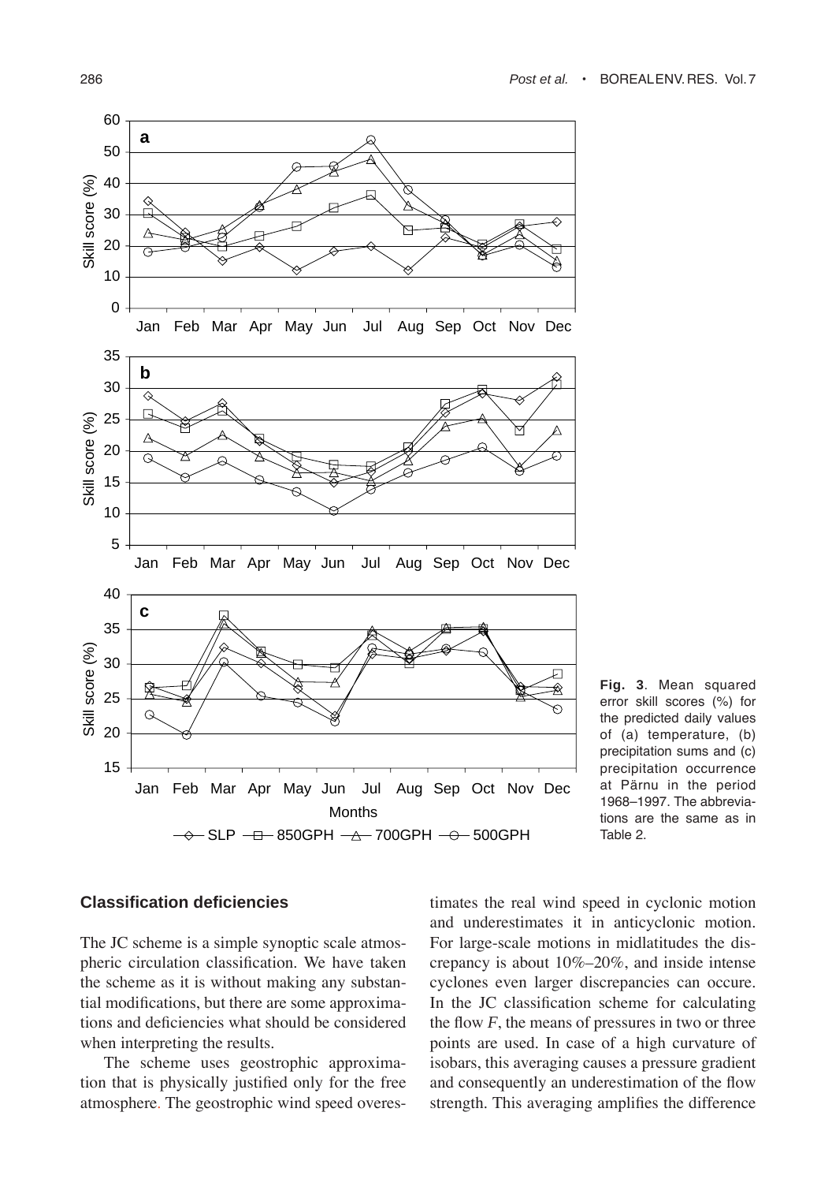**Fig. 3**. Mean squared error skill scores (%) for the predicted daily values of (a) temperature, (b) precipitation sums and (c) precipitation occurrence at Pärnu in the period 1968–1997. The abbreviations are the same as in Table 2.

## Classification deficiencies

The JC scheme is a simple synoptic scale atmospheric circulation classification. We have taken the scheme as it is without making any substantial modifications, but there are some approximations and deficiencies what should be considered when interpreting the results.

The scheme uses geostrophic approximation that is physically justified only for the free atmosphere. The geostrophic wind speed overestimates the real wind speed in cyclonic motion and underestimates it in anticyclonic motion. For large-scale motions in midlatitudes the discrepancy is about 10%–20%, and inside intense cyclones even larger discrepancies can occure. In the JC classification scheme for calculating the flow $F$, the means of pressures in two or three points are used. In case of a high curvature of isobars, this averaging causes a pressure gradient and consequently an underestimation of the flow strength. This averaging amplifies the difference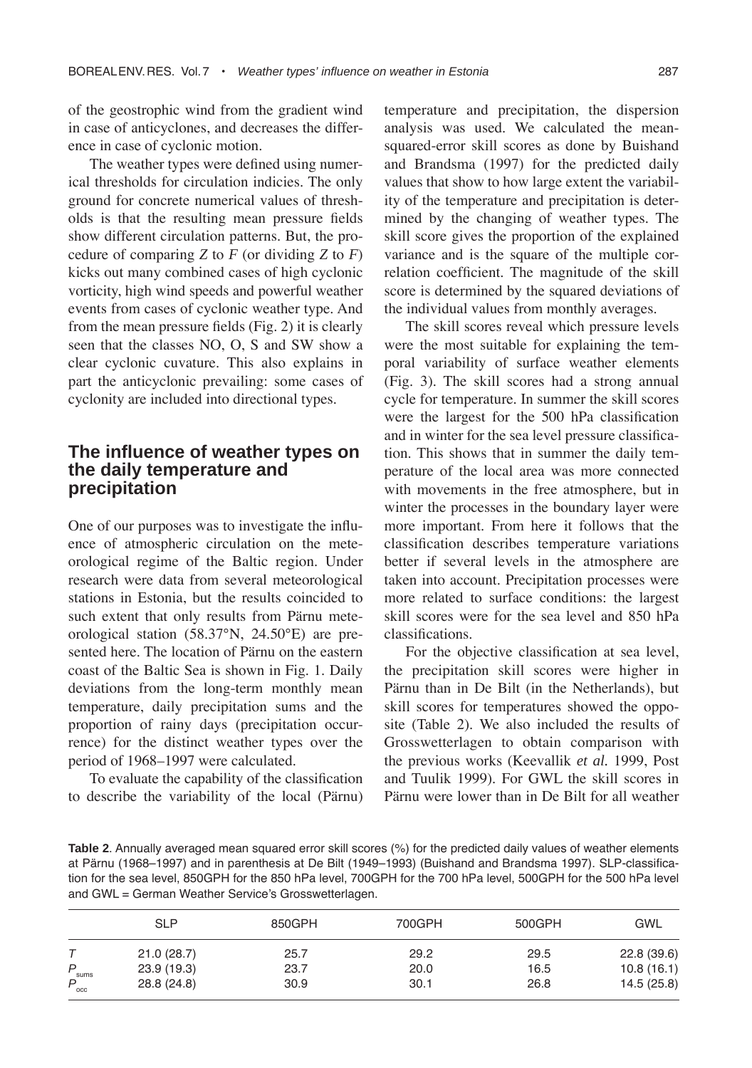of the geostrophic wind from the gradient wind in case of anticyclones, and decreases the difference in case of cyclonic motion.

The weather types were defined using numerical thresholds for circulation indicies. The only ground for concrete numerical values of thresholds is that the resulting mean pressure fields show different circulation patterns. But, the procedure of comparing $Z$ to $F$ (or dividing $Z$ to $F$) kicks out many combined cases of high cyclonic vorticity, high wind speeds and powerful weather events from cases of cyclonic weather type. And from the mean pressure fields (Fig. 2) it is clearly seen that the classes NO, O, S and SW show a clear cyclonic curvature. This also explains in part the anticyclonic prevailing: some cases of cyclonity are included into directional types.

## The influence of weather types on the daily temperature and precipitation

One of our purposes was to investigate the influence of atmospheric circulation on the meteorological regime of the Baltic region. Under research were data from several meteorological stations in Estonia, but the results coincided to such extent that only results from Pärnu meteorological station (58.37°N, 24.50°E) are presented here. The location of Pärnu on the eastern coast of the Baltic Sea is shown in Fig. 1. Daily deviations from the long-term monthly mean temperature, daily precipitation sums and the proportion of rainy days (precipitation occurrence) for the distinct weather types over the period of 1968–1997 were calculated.

To evaluate the capability of the classification to describe the variability of the local (Pärnu) temperature and precipitation, the dispersion analysis was used. We calculated the mean-squared-error skill scores as done by Buishand and Brandsma (1997) for the predicted daily values that show to how large extent the variability of the temperature and precipitation is determined by the changing of weather types. The skill score gives the proportion of the explained variance and is the square of the multiple correlation coefficient. The magnitude of the skill score is determined by the squared deviations of the individual values from monthly averages.

The skill scores reveal which pressure levels were the most suitable for explaining the temporal variability of surface weather elements (Fig. 3). The skill scores had a strong annual cycle for temperature. In summer the skill scores were the largest for the 500 hPa classification and in winter for the sea level pressure classification. This shows that in summer the daily temperature of the local area was more connected with movements in the free atmosphere, but in winter the processes in the boundary layer were more important. From here it follows that the classification describes temperature variations better if several levels in the atmosphere are taken into account. Precipitation processes were more related to surface conditions: the largest skill scores were for the sea level and 850 hPa classifications.

For the objective classification at sea level, the precipitation skill scores were higher in Pärnu than in De Bilt (in the Netherlands), but skill scores for temperatures showed the opposite (Table 2). We also included the results of Grosswetterlagen to obtain comparison with the previous works (Keevallik *et al.* 1999, Post and Tuulik 1999). For GWL the skill scores in Pärnu were lower than in De Bilt for all weather

**Table 2**. Annually averaged mean squared error skill scores (%) for the predicted daily values of weather elements at Pärnu (1968–1997) and in parenthesis at De Bilt (1949–1993) (Buishand and Brandsma 1997). SLP-classification for the sea level, 850GPH for the 850 hPa level, 700GPH for the 700 hPa level, 500GPH for the 500 hPa level and GWL = German Weather Service's Grosswetterlagen.

| | SLP | 850GPH | 700GPH | 500GPH | GWL |
|---|---|---|---|---|---|
| $T$ | 21.0 (28.7) | 25.7 | 29.2 | 29.5 | 22.8 (39.6) |
| $P_{sums}$ | 23.9 (19.3) | 23.7 | 20.0 | 16.5 | 10.8 (16.1) |
| $P_{occ}$ | 28.8 (24.8) | 30.9 | 30.1 | 26.8 | 14.5 (25.8) |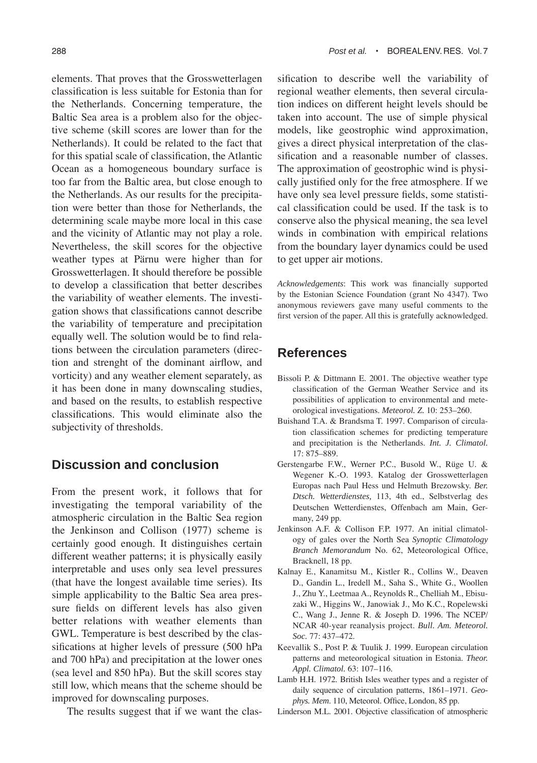elements. That proves that the Grosswetterlagen classification is less suitable for Estonia than for the Netherlands. Concerning temperature, the Baltic Sea area is a problem also for the objective scheme (skill scores are lower than for the Netherlands). It could be related to the fact that for this spatial scale of classification, the Atlantic Ocean as a homogeneous boundary surface is too far from the Baltic area, but close enough to the Netherlands. As our results for the precipitation were better than those for Netherlands, the determining scale maybe more local in this case and the vicinity of Atlantic may not play a role. Nevertheless, the skill scores for the objective weather types at Pärnu were higher than for Grosswetterlagen. It should therefore be possible to develop a classification that better describes the variability of weather elements. The investigation shows that classifications cannot describe the variability of temperature and precipitation equally well. The solution would be to find relations between the circulation parameters (direction and strenght of the dominant airflow, and vorticity) and any weather element separately, as it has been done in many downscaling studies, and based on the results, to establish respective classifications. This would eliminate also the subjectivity of thresholds.

## Discussion and conclusion

From the present work, it follows that for investigating the temporal variability of the atmospheric circulation in the Baltic Sea region the Jenkinson and Collison (1977) scheme is certainly good enough. It distinguishes certain different weather patterns; it is physically easily interpretable and uses only sea level pressures (that have the longest available time series). Its simple applicability to the Baltic Sea area pressure fields on different levels has also given better relations with weather elements than GWL. Temperature is best described by the classifications at higher levels of pressure (500 hPa and 700 hPa) and precipitation at the lower ones (sea level and 850 hPa). But the skill scores stay still low, which means that the scheme should be improved for downscaling purposes.

The results suggest that if we want the classification to describe well the variability of regional weather elements, then several circulation indices on different height levels should be taken into account. The use of simple physical models, like geostrophic wind approximation, gives a direct physical interpretation of the classification and a reasonable number of classes. The approximation of geostrophic wind is physically justified only for the free atmosphere. If we have only sea level pressure fields, some statistical classification could be used. If the task is to conserve also the physical meaning, the sea level winds in combination with empirical relations from the boundary layer dynamics could be used to get upper air motions.

*Acknowledgements*: This work was financially supported by the Estonian Science Foundation (grant No 4347). Two anonymous reviewers gave many useful comments to the first version of the paper. All this is gratefully acknowledged.

## References

Bissoli P. & Dittmann E. 2001. The objective weather type classification of the German Weather Service and its possibilities of application to environmental and meteorological investigations. *Meteorol. Z.* 10: 253–260.

Buishand T.A. & Brandsma T. 1997. Comparison of circulation classification schemes for predicting temperature and precipitation is the Netherlands. *Int. J. Climatol.* 17: 875–889.

Gerstengarbe F.W., Werner P.C., Busold W., Rüge U. & Wegener K.-O. 1993. Katalog der Grosswetterlagen Europas nach Paul Hess und Helmuth Brezowsky. *Ber. Dtsch. Wetterdienstes,* 113, 4th ed., Selbstverlag des Deutschen Wetterdienstes, Offenbach am Main, Germany, 249 pp.

Jenkinson A.F. & Collison F.P. 1977. An initial climatology of gales over the North Sea *Synoptic Climatology Branch Memorandum* No. 62, Meteorological Office, Bracknell, 18 pp.

Kalnay E., Kanamitsu M., Kistler R., Collins W., Deaven D., Gandin L., Iredell M., Saha S., White G., Woollen J., Zhu Y., Leetmaa A., Reynolds R., Chelliah M., Ebisuzaki W., Higgins W., Janowiak J., Mo K.C., Ropelewski C., Wang J., Jenne R. & Joseph D. 1996. The NCEP/NCAR 40-year reanalysis project. *Bull. Am. Meteorol. Soc.* 77: 437–472.

Keevallik S., Post P. & Tuulik J. 1999. European circulation patterns and meteorological situation in Estonia. *Theor. Appl. Climatol.* 63: 107–116.

Lamb H.H. 1972. British Isles weather types and a register of daily sequence of circulation patterns, 1861–1971. *Geophys. Mem.* 110, Meteorol. Office, London, 85 pp.

Linderson M.L. 2001. Objective classification of atmospheric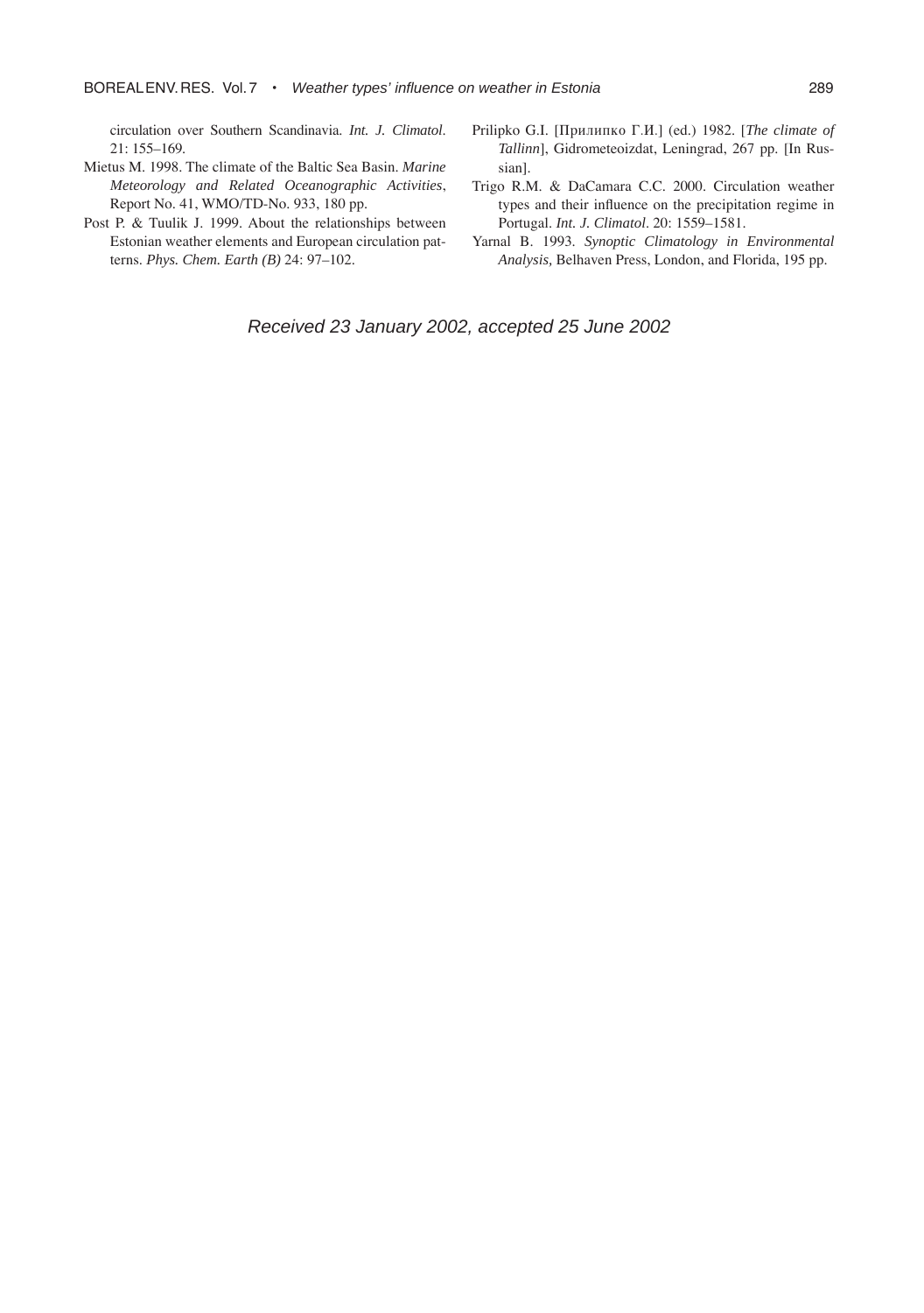circulation over Southern Scandinavia. *Int. J. Climatol.* 21: 155–169.

Mietus M. 1998. The climate of the Baltic Sea Basin. *Marine Meteorology and Related Oceanographic Activities*, Report No. 41, WMO/TD-No. 933, 180 pp.

Post P. & Tuulik J. 1999. About the relationships between Estonian weather elements and European circulation patterns. *Phys. Chem. Earth (B)* 24: 97–102.

Prilipko G.I. [Прилипко Г.И.] (ed.) 1982. [*The climate of Tallinn*], Gidrometeoizdat, Leningrad, 267 pp. [In Russian].

Trigo R.M. & DaCamara C.C. 2000. Circulation weather types and their influence on the precipitation regime in Portugal. *Int. J. Climatol.* 20: 1559–1581.

Yarnal B. 1993. *Synoptic Climatology in Environmental Analysis*, Belhaven Press, London, and Florida, 195 pp.

*Received 23 January 2002, accepted 25 June 2002*